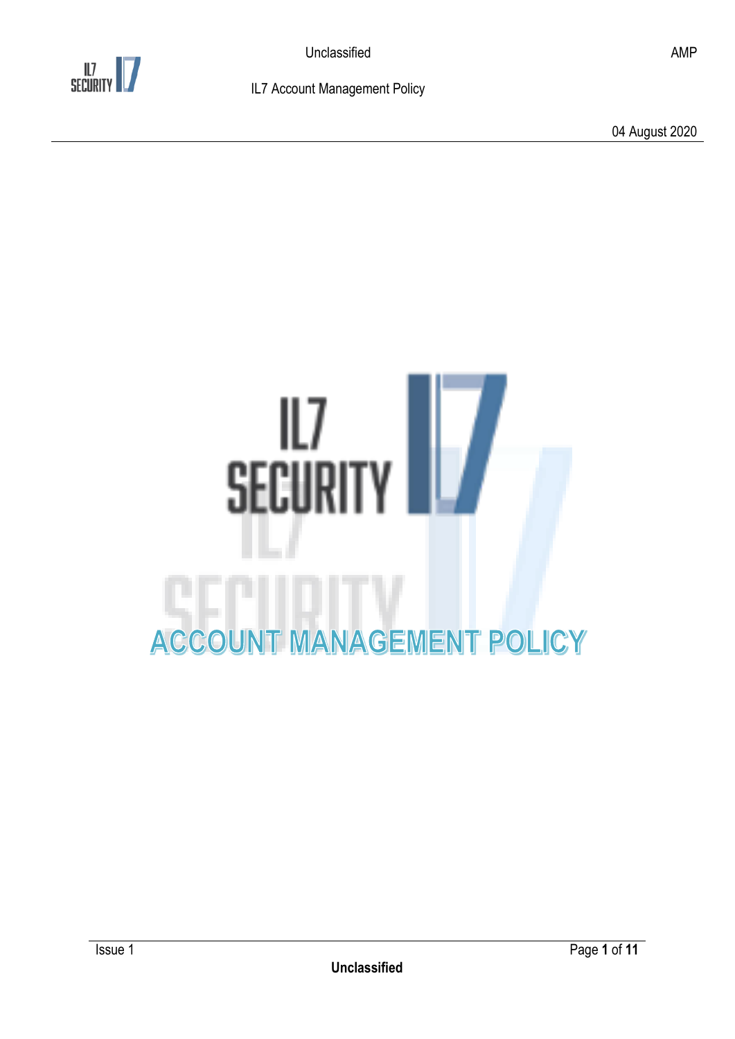# ACCOUNT MANAGEMENT POLICY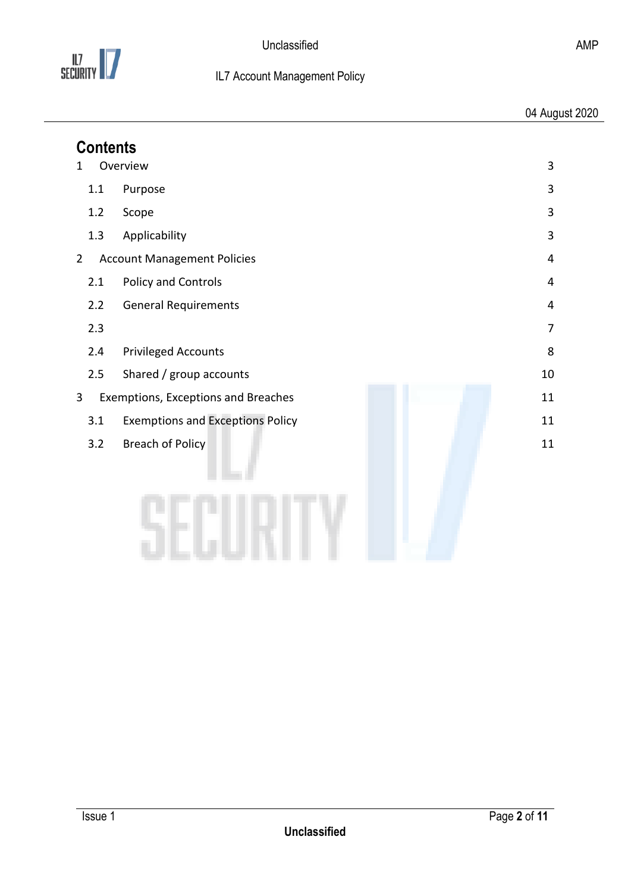# Contents

| | | |
|---|---|---|
| 1 | Overview | 3 |
| 1.1 | Purpose | 3 |
| 1.2 | Scope | 3 |
| 1.3 | Applicability | 3 |
| 2 | Account Management Policies | 4 |
| 2.1 | Policy and Controls | 4 |
| 2.2 | General Requirements | 4 |
| 2.3 | | 7 |
| 2.4 | Privileged Accounts | 8 |
| 2.5 | Shared / group accounts | 10 |
| 3 | Exemptions, Exceptions and Breaches | 11 |
| 3.1 | Exemptions and Exceptions Policy | 11 |
| 3.2 | Breach of Policy | 11 |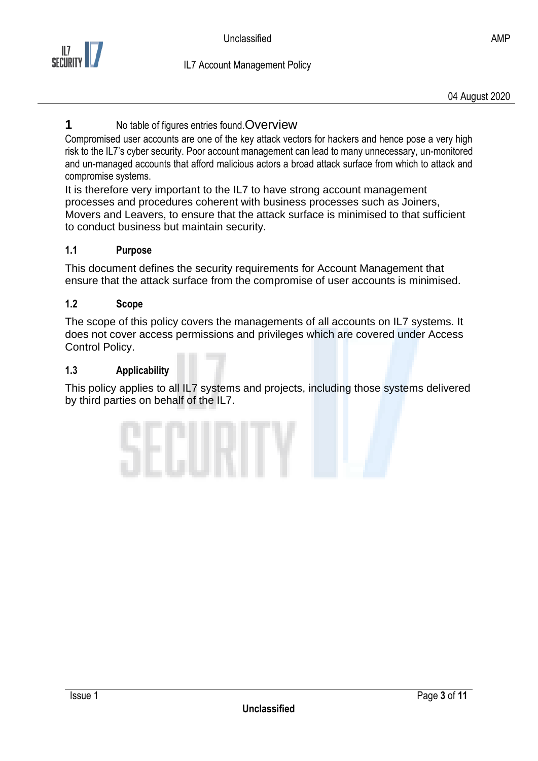# 1 No table of figures entries found.Overview

Compromised user accounts are one of the key attack vectors for hackers and hence pose a very high risk to the IL7's cyber security. Poor account management can lead to many unnecessary, un-monitored and un-managed accounts that afford malicious actors a broad attack surface from which to attack and compromise systems.

It is therefore very important to the IL7 to have strong account management processes and procedures coherent with business processes such as Joiners, Movers and Leavers, to ensure that the attack surface is minimised to that sufficient to conduct business but maintain security.

## 1.1 Purpose

This document defines the security requirements for Account Management that ensure that the attack surface from the compromise of user accounts is minimised.

## 1.2 Scope

The scope of this policy covers the managements of all accounts on IL7 systems. It does not cover access permissions and privileges which are covered under Access Control Policy.

## 1.3 Applicability

This policy applies to all IL7 systems and projects, including those systems delivered by third parties on behalf of the IL7.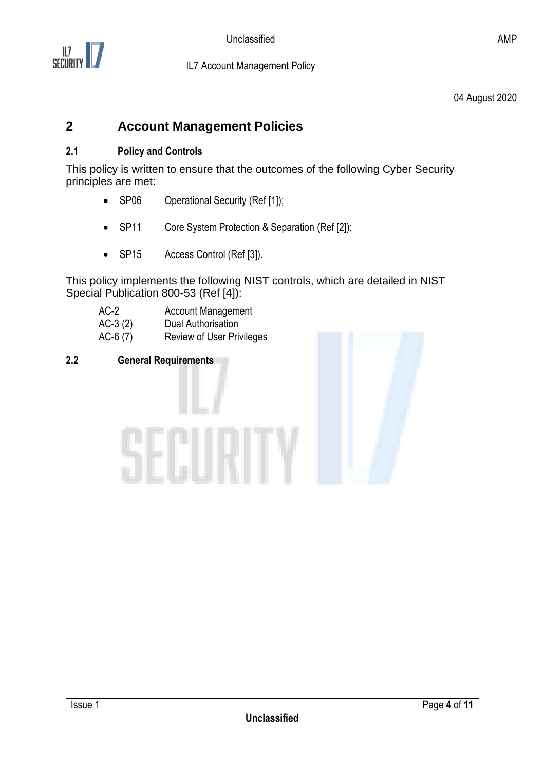# 2 Account Management Policies

## 2.1 Policy and Controls

This policy is written to ensure that the outcomes of the following Cyber Security principles are met:

- SP06 Operational Security (Ref [1]);
- SP11 Core System Protection & Separation (Ref [2]);
- SP15 Access Control (Ref [3]).

This policy implements the following NIST controls, which are detailed in NIST Special Publication 800-53 (Ref [4]):

| | |
|---|---|
| AC-2 | Account Management |
| AC-3 (2) | Dual Authorisation |
| AC-6 (7) | Review of User Privileges |

## 2.2 General Requirements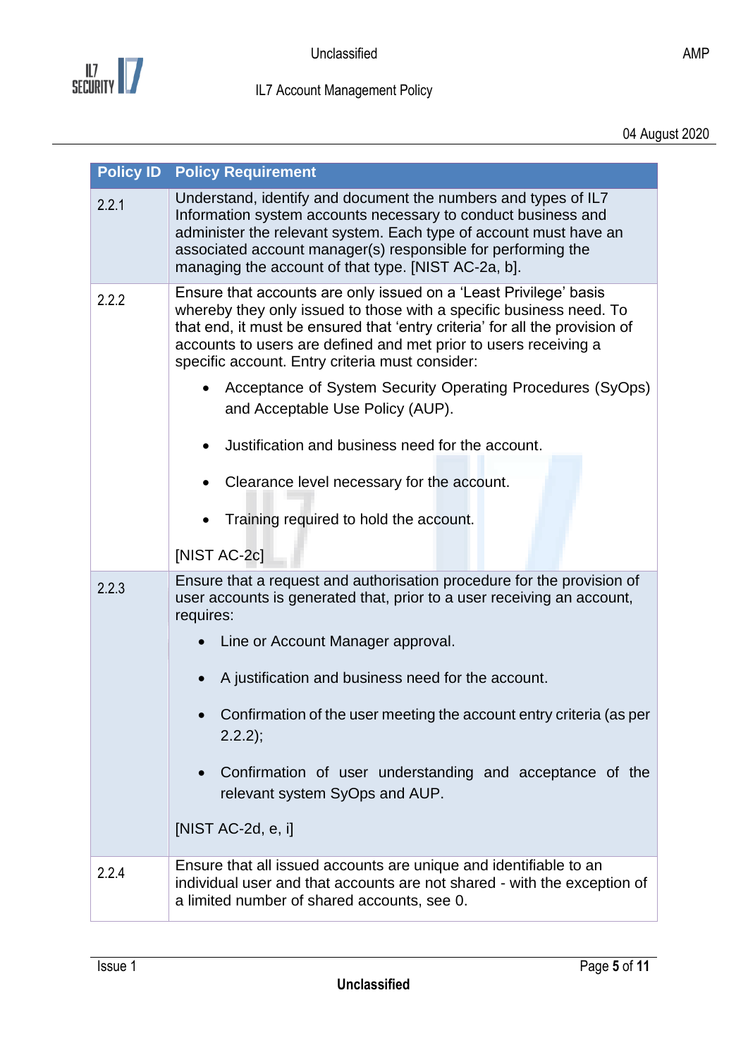| Policy ID | Policy Requirement |
|---|---|
| 2.2.1 | Understand, identify and document the numbers and types of IL7 Information system accounts necessary to conduct business and administer the relevant system. Each type of account must have an associated account manager(s) responsible for performing the managing the account of that type. [NIST AC-2a, b]. |
| 2.2.2 | Ensure that accounts are only issued on a 'Least Privilege' basis whereby they only issued to those with a specific business need. To that end, it must be ensured that 'entry criteria' for all the provision of accounts to users are defined and met prior to users receiving a specific account. Entry criteria must consider:<br>• Acceptance of System Security Operating Procedures (SyOps) and Acceptable Use Policy (AUP).<br>• Justification and business need for the account.<br>• Clearance level necessary for the account.<br>• Training required to hold the account.<br>[NIST AC-2c] |
| 2.2.3 | Ensure that a request and authorisation procedure for the provision of user accounts is generated that, prior to a user receiving an account, requires:<br>• Line or Account Manager approval.<br>• A justification and business need for the account.<br>• Confirmation of the user meeting the account entry criteria (as per 2.2.2);<br>• Confirmation of user understanding and acceptance of the relevant system SyOps and AUP.<br>[NIST AC-2d, e, i] |
| 2.2.4 | Ensure that all issued accounts are unique and identifiable to an individual user and that accounts are not shared - with the exception of a limited number of shared accounts, see 0. |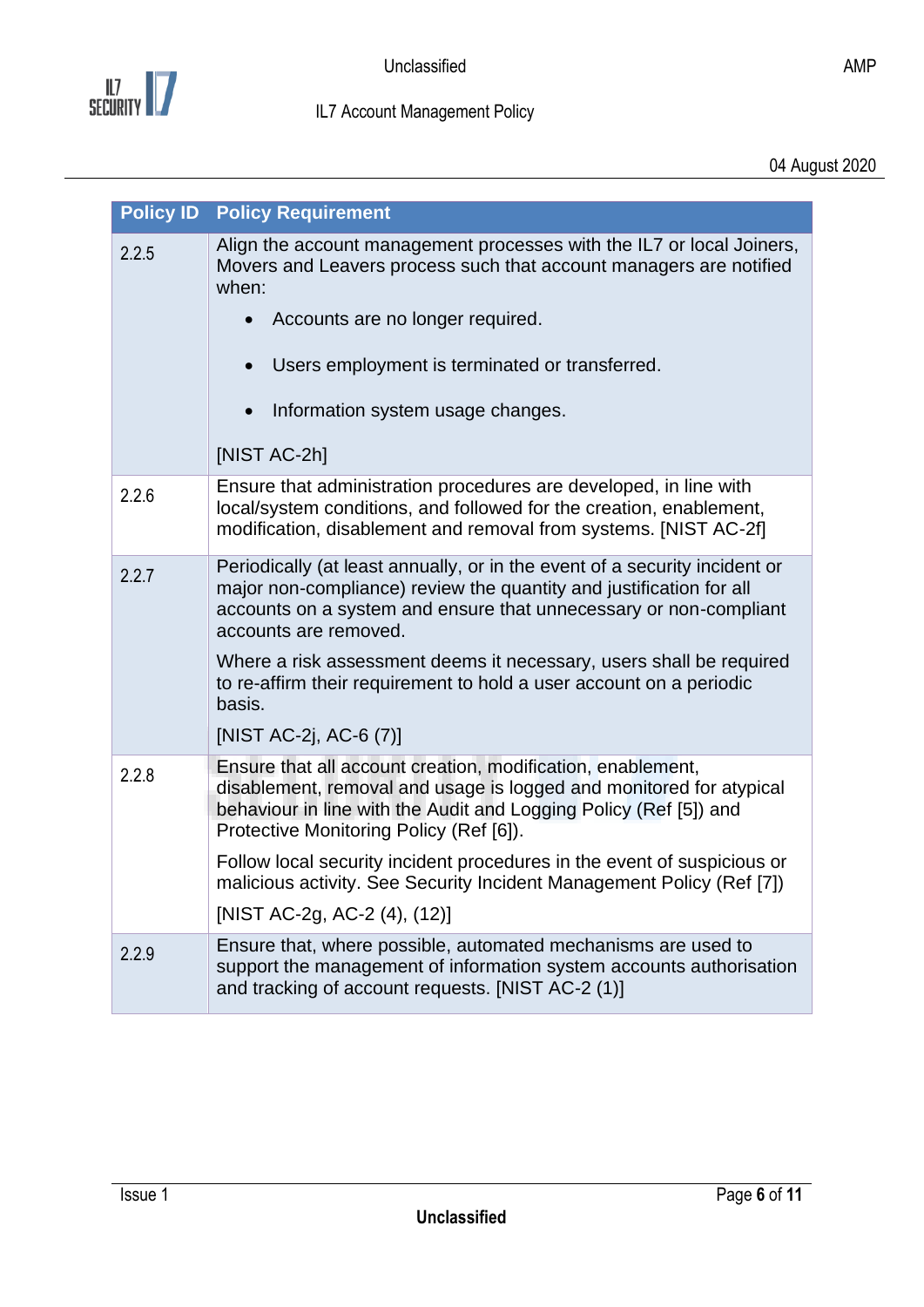| Policy ID | Policy Requirement |
|---|---|
| 2.2.5 | Align the account management processes with the IL7 or local Joiners, Movers and Leavers process such that account managers are notified when:<br>• Accounts are no longer required.<br>• Users employment is terminated or transferred.<br>• Information system usage changes.<br>[NIST AC-2h] |
| 2.2.6 | Ensure that administration procedures are developed, in line with local/system conditions, and followed for the creation, enablement, modification, disablement and removal from systems. [NIST AC-2f] |
| 2.2.7 | Periodically (at least annually, or in the event of a security incident or major non-compliance) review the quantity and justification for all accounts on a system and ensure that unnecessary or non-compliant accounts are removed.<br>Where a risk assessment deems it necessary, users shall be required to re-affirm their requirement to hold a user account on a periodic basis.<br>[NIST AC-2j, AC-6 (7)] |
| 2.2.8 | Ensure that all account creation, modification, enablement, disablement, removal and usage is logged and monitored for atypical behaviour in line with the Audit and Logging Policy (Ref [5]) and Protective Monitoring Policy (Ref [6]).<br>Follow local security incident procedures in the event of suspicious or malicious activity. See Security Incident Management Policy (Ref [7])<br>[NIST AC-2g, AC-2 (4), (12)] |
| 2.2.9 | Ensure that, where possible, automated mechanisms are used to support the management of information system accounts authorisation and tracking of account requests. [NIST AC-2 (1)] |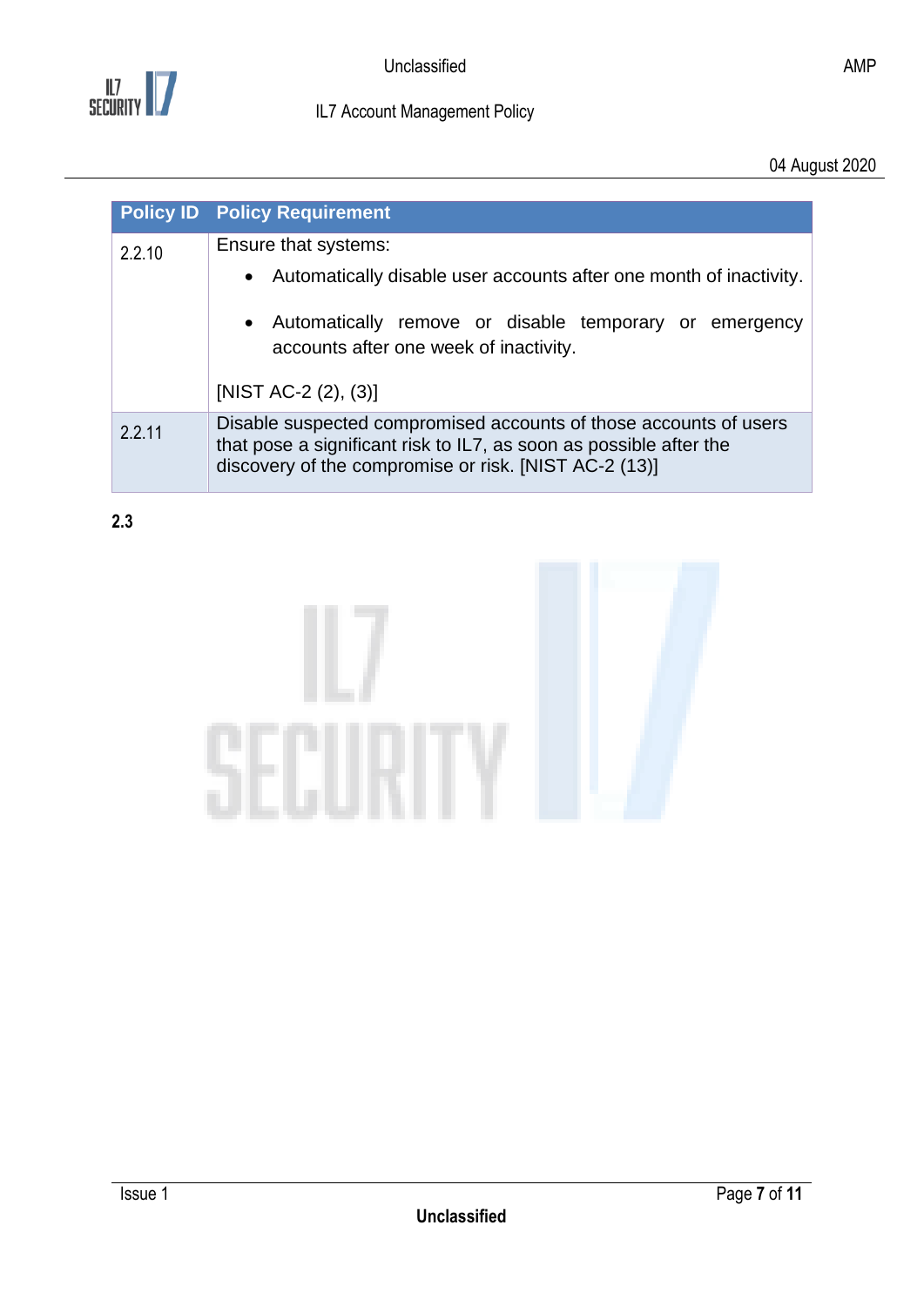| Policy ID | Policy Requirement |
|---|---|
| 2.2.10 | Ensure that systems:<br>• Automatically disable user accounts after one month of inactivity.<br>• Automatically remove or disable temporary or emergency accounts after one week of inactivity.<br><br>[NIST AC-2 (2), (3)] |
| 2.2.11 | Disable suspected compromised accounts of those accounts of users that pose a significant risk to IL7, as soon as possible after the discovery of the compromise or risk. [NIST AC-2 (13)] |

**2.3**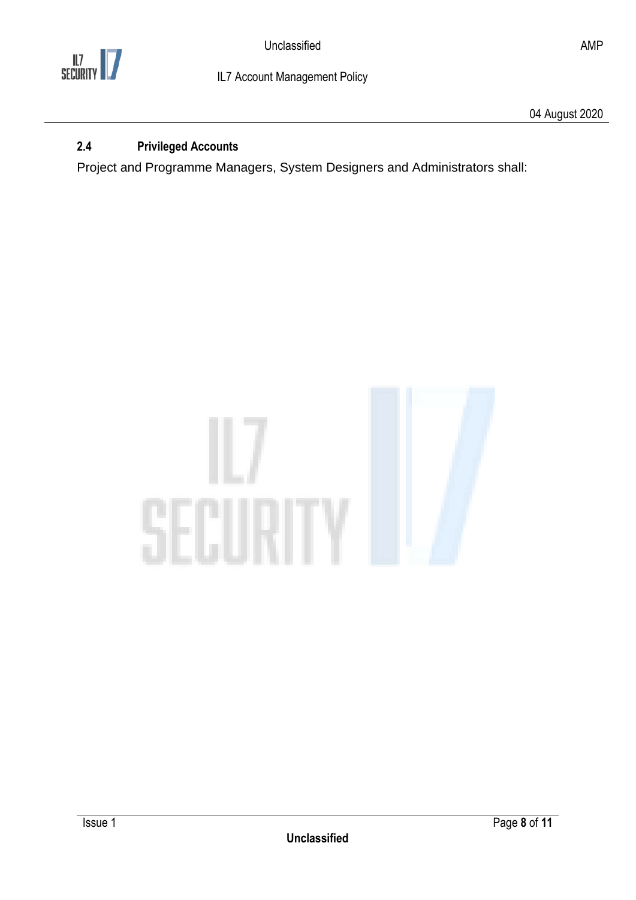### 2.4 Privileged Accounts

Project and Programme Managers, System Designers and Administrators shall: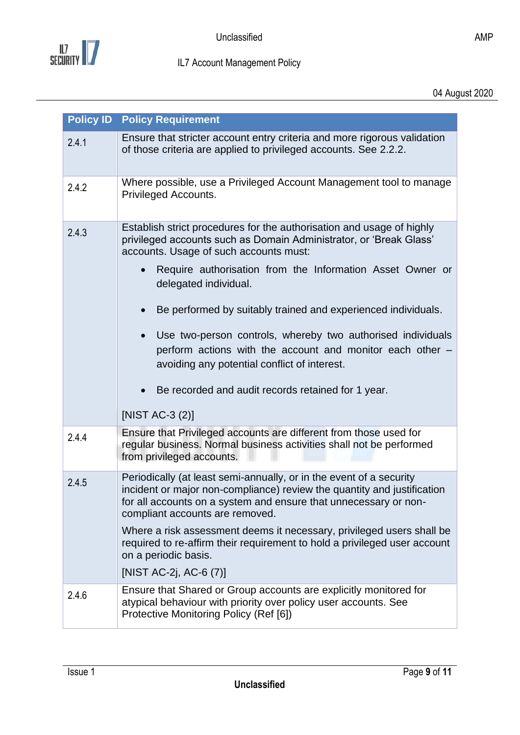| Policy ID | Policy Requirement |
| --- | --- |
| 2.4.1 | Ensure that stricter account entry criteria and more rigorous validation of those criteria are applied to privileged accounts. See 2.2.2. |
| 2.4.2 | Where possible, use a Privileged Account Management tool to manage Privileged Accounts. |
| 2.4.3 | Establish strict procedures for the authorisation and usage of highly privileged accounts such as Domain Administrator, or 'Break Glass' accounts. Usage of such accounts must:<br>• Require authorisation from the Information Asset Owner or delegated individual.<br>• Be performed by suitably trained and experienced individuals.<br>• Use two-person controls, whereby two authorised individuals perform actions with the account and monitor each other – avoiding any potential conflict of interest.<br>• Be recorded and audit records retained for 1 year.<br>[NIST AC-3 (2)] |
| 2.4.4 | Ensure that Privileged accounts are different from those used for regular business. Normal business activities shall not be performed from privileged accounts. |
| 2.4.5 | Periodically (at least semi-annually, or in the event of a security incident or major non-compliance) review the quantity and justification for all accounts on a system and ensure that unnecessary or non-compliant accounts are removed.<br>Where a risk assessment deems it necessary, privileged users shall be required to re-affirm their requirement to hold a privileged user account on a periodic basis.<br>[NIST AC-2j, AC-6 (7)] |
| 2.4.6 | Ensure that Shared or Group accounts are explicitly monitored for atypical behaviour with priority over policy user accounts. See Protective Monitoring Policy (Ref [6]) |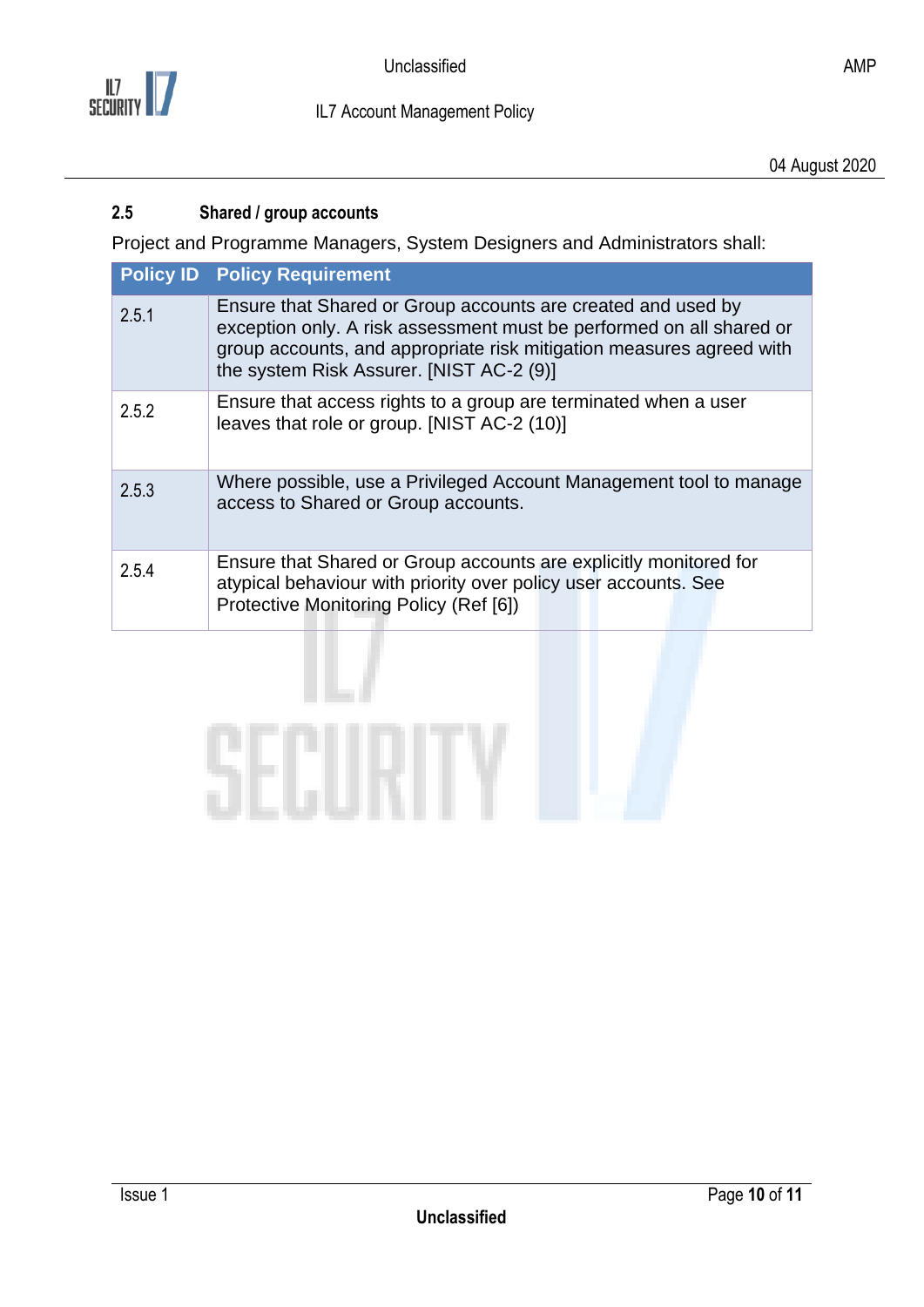## 2.5 Shared / group accounts

Project and Programme Managers, System Designers and Administrators shall:

| Policy ID | Policy Requirement |
| --- | --- |
| 2.5.1 | Ensure that Shared or Group accounts are created and used by exception only. A risk assessment must be performed on all shared or group accounts, and appropriate risk mitigation measures agreed with the system Risk Assurer. [NIST AC-2 (9)] |
| 2.5.2 | Ensure that access rights to a group are terminated when a user leaves that role or group. [NIST AC-2 (10)] |
| 2.5.3 | Where possible, use a Privileged Account Management tool to manage access to Shared or Group accounts. |
| 2.5.4 | Ensure that Shared or Group accounts are explicitly monitored for atypical behaviour with priority over policy user accounts. See Protective Monitoring Policy (Ref [6]) |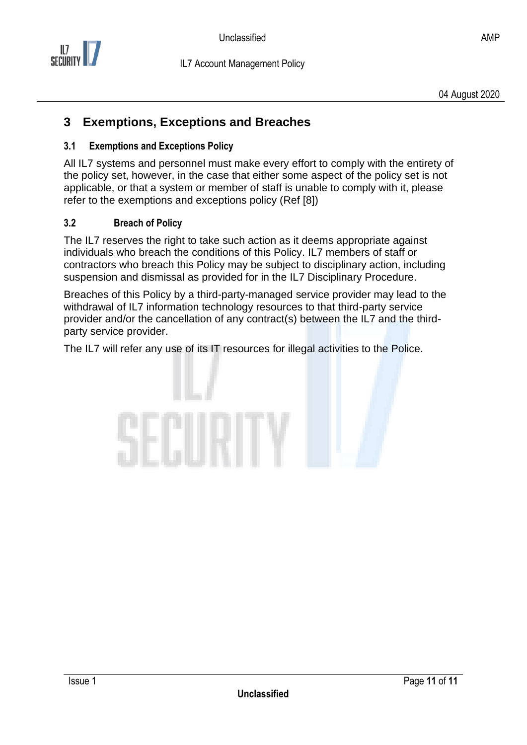# 3 Exemptions, Exceptions and Breaches

## 3.1 Exemptions and Exceptions Policy

All IL7 systems and personnel must make every effort to comply with the entirety of the policy set, however, in the case that either some aspect of the policy set is not applicable, or that a system or member of staff is unable to comply with it, please refer to the exemptions and exceptions policy (Ref [8])

## 3.2 Breach of Policy

The IL7 reserves the right to take such action as it deems appropriate against individuals who breach the conditions of this Policy. IL7 members of staff or contractors who breach this Policy may be subject to disciplinary action, including suspension and dismissal as provided for in the IL7 Disciplinary Procedure.

Breaches of this Policy by a third-party-managed service provider may lead to the withdrawal of IL7 information technology resources to that third-party service provider and/or the cancellation of any contract(s) between the IL7 and the third-party service provider.

The IL7 will refer any use of its IT resources for illegal activities to the Police.